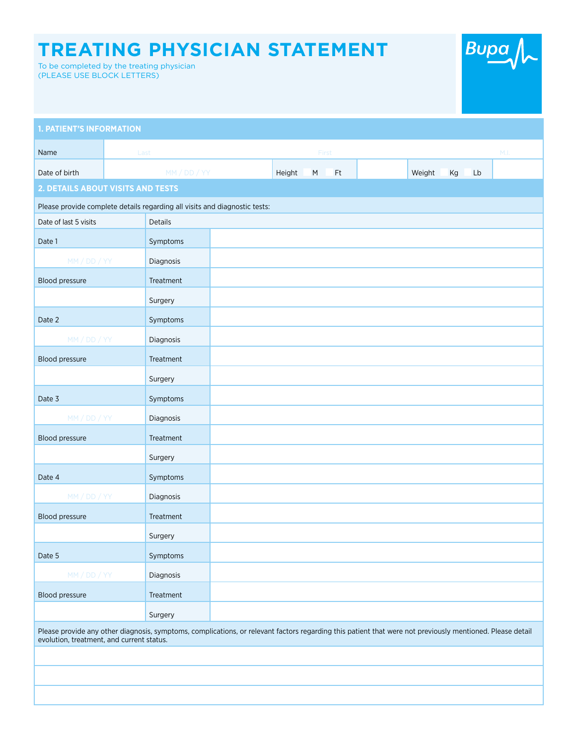# TREATING PHYSICIAN STATEMENT

To be completed by the treating physician
(PLEASE USE BLOCK LETTERS)

Bupa

## 1. PATIENT'S INFORMATION

| | | | | | | |
|---|---|---|---|---|---|---|
| Name | Last | | First | | | M.I. |
| Date of birth | MM / DD / YY | Height ☐ M ☐ Ft | | Weight ☐ Kg ☐ Lb | | |

## 2. DETAILS ABOUT VISITS AND TESTS

Please provide complete details regarding all visits and diagnostic tests:

| Date of last 5 visits | Details | |
|---|---|---|
| Date 1 | Symptoms | |
| MM / DD / YY | Diagnosis | |
| Blood pressure | Treatment | |
| | Surgery | |
| Date 2 | Symptoms | |
| MM / DD / YY | Diagnosis | |
| Blood pressure | Treatment | |
| | Surgery | |
| Date 3 | Symptoms | |
| MM / DD / YY | Diagnosis | |
| Blood pressure | Treatment | |
| | Surgery | |
| Date 4 | Symptoms | |
| MM / DD / YY | Diagnosis | |
| Blood pressure | Treatment | |
| | Surgery | |
| Date 5 | Symptoms | |
| MM / DD / YY | Diagnosis | |
| Blood pressure | Treatment | |
| | Surgery | |

Please provide any other diagnosis, symptoms, complications, or relevant factors regarding this patient that were not previously mentioned. Please detail evolution, treatment, and current status.

| |
|---|
| |
| |
| |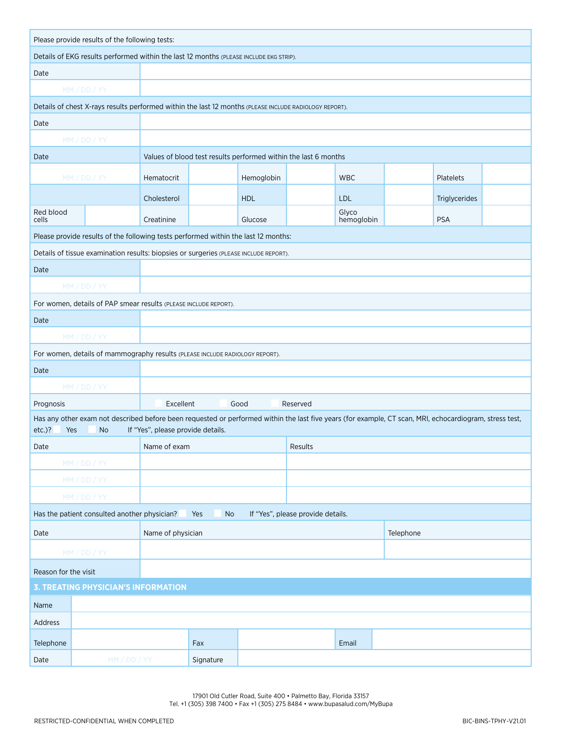Please provide results of the following tests:

Details of EKG results performed within the last 12 months (PLEASE INCLUDE EKG STRIP).

| | |
|---|---|
| Date | |
| MM / DD / YY | |

Details of chest X-rays results performed within the last 12 months (PLEASE INCLUDE RADIOLOGY REPORT).

| | |
|---|---|
| Date | |
| MM / DD / YY | |

| Date | | Values of blood test results performed within the last 6 months | | | | | | | |
|---|---|---|---|---|---|---|---|---|---|
| MM / DD / YY | | Hematocrit | | Hemoglobin | | WBC | | Platelets | |
| | | Cholesterol | | HDL | | LDL | | Triglycerides | |
| Red blood cells | | Creatinine | | Glucose | | Glyco hemoglobin | | PSA | |

Please provide results of the following tests performed within the last 12 months:

Details of tissue examination results: biopsies or surgeries (PLEASE INCLUDE REPORT).

| | |
|---|---|
| Date | |
| MM / DD / YY | |

For women, details of PAP smear results (PLEASE INCLUDE REPORT).

| | |
|---|---|
| Date | |
| MM / DD / YY | |

For women, details of mammography results (PLEASE INCLUDE RADIOLOGY REPORT).

| | |
|---|---|
| Date | |
| MM / DD / YY | |

Prognosis ☐ Excellent ☐ Good ☐ Reserved

Has any other exam not described before been requested or performed within the last five years (for example, CT scan, MRI, echocardiogram, stress test, etc.)? ☐ Yes ☐ No If "Yes", please provide details.

| Date | Name of exam | Results |
|---|---|---|
| MM / DD / YY | | |
| MM / DD / YY | | |
| MM / DD / YY | | |

Has the patient consulted another physician? ☐ Yes ☐ No If "Yes", please provide details.

| Date | Name of physician | Telephone |
|---|---|---|
| MM / DD / YY | | |
| Reason for the visit | | |

## 3. TREATING PHYSICIAN'S INFORMATION

| | | | | | |
|---|---|---|---|---|---|
| Name | | | | | |
| Address | | | | | |
| Telephone | | Fax | | Email | |
| Date | MM / DD / YY | Signature | | | |

17901 Old Cutler Road, Suite 400 • Palmetto Bay, Florida 33157
Tel. +1 (305) 398 7400 • Fax +1 (305) 275 8484 • www.bupasalud.com/MyBupa

RESTRICTED-CONFIDENTIAL WHEN COMPLETED

BIC-BINS-TPHY-V21.01